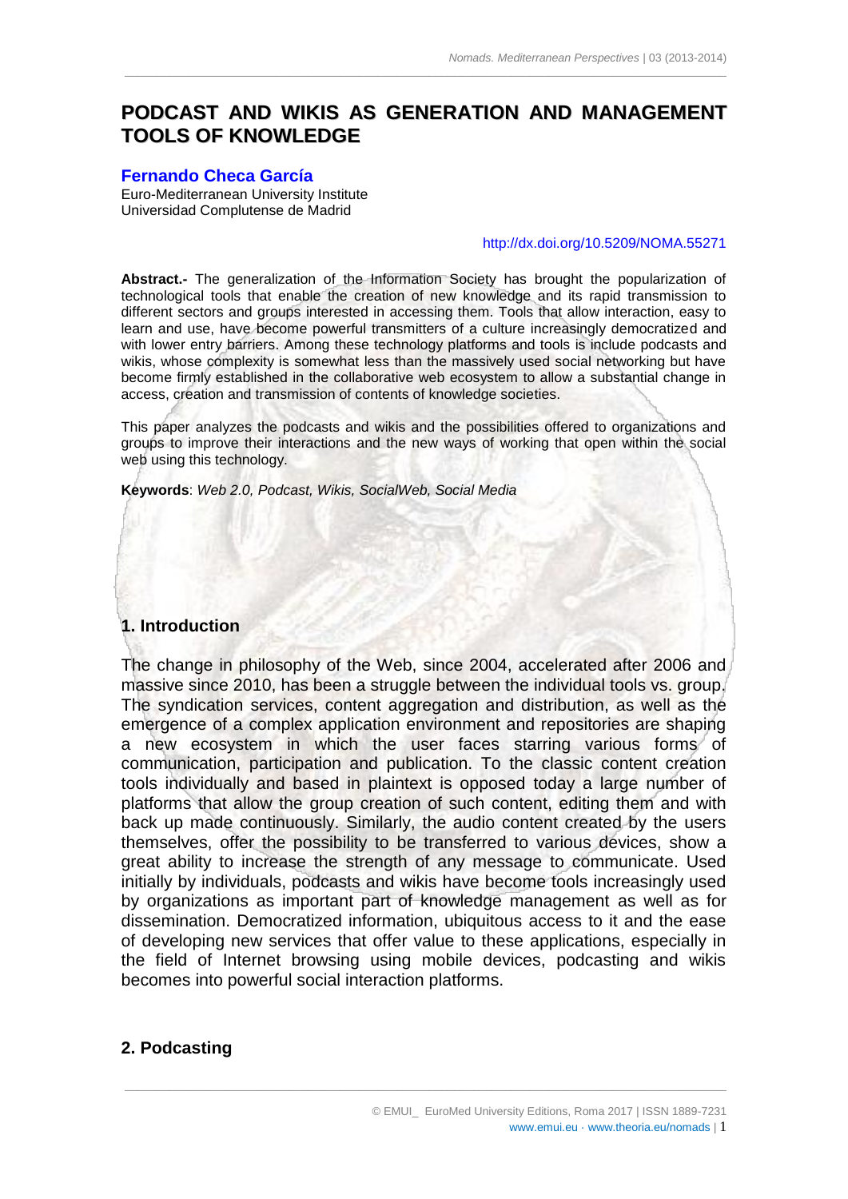# PODCAST AND WIKIS AS GENERATION AND MANAGEMENT TOOLS OF KNOWLEDGE

**Fernando Checa García**

Euro-Mediterranean University Institute
Universidad Complutense de Madrid

http://dx.doi.org/10.5209/NOMA.55271

**Abstract.-** The generalization of the Information Society has brought the popularization of technological tools that enable the creation of new knowledge and its rapid transmission to different sectors and groups interested in accessing them. Tools that allow interaction, easy to learn and use, have become powerful transmitters of a culture increasingly democratized and with lower entry barriers. Among these technology platforms and tools is include podcasts and wikis, whose complexity is somewhat less than the massively used social networking but have become firmly established in the collaborative web ecosystem to allow a substantial change in access, creation and transmission of contents of knowledge societies.

This paper analyzes the podcasts and wikis and the possibilities offered to organizations and groups to improve their interactions and the new ways of working that open within the social web using this technology.

**Keywords**: *Web 2.0, Podcast, Wikis, SocialWeb, Social Media*

## 1. Introduction

The change in philosophy of the Web, since 2004, accelerated after 2006 and massive since 2010, has been a struggle between the individual tools vs. group. The syndication services, content aggregation and distribution, as well as the emergence of a complex application environment and repositories are shaping a new ecosystem in which the user faces starring various forms of communication, participation and publication. To the classic content creation tools individually and based in plaintext is opposed today a large number of platforms that allow the group creation of such content, editing them and with back up made continuously. Similarly, the audio content created by the users themselves, offer the possibility to be transferred to various devices, show a great ability to increase the strength of any message to communicate. Used initially by individuals, podcasts and wikis have become tools increasingly used by organizations as important part of knowledge management as well as for dissemination. Democratized information, ubiquitous access to it and the ease of developing new services that offer value to these applications, especially in the field of Internet browsing using mobile devices, podcasting and wikis becomes into powerful social interaction platforms.

## 2. Podcasting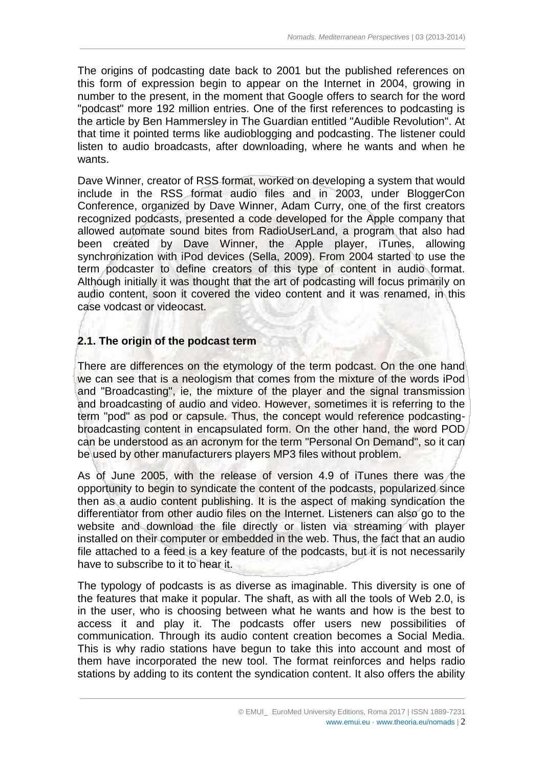The origins of podcasting date back to 2001 but the published references on this form of expression begin to appear on the Internet in 2004, growing in number to the present, in the moment that Google offers to search for the word "podcast" more 192 million entries. One of the first references to podcasting is the article by Ben Hammersley in The Guardian entitled "Audible Revolution". At that time it pointed terms like audioblogging and podcasting. The listener could listen to audio broadcasts, after downloading, where he wants and when he wants.

Dave Winner, creator of RSS format, worked on developing a system that would include in the RSS format audio files and in 2003, under BloggerCon Conference, organized by Dave Winner, Adam Curry, one of the first creators recognized podcasts, presented a code developed for the Apple company that allowed automate sound bites from RadioUserLand, a program that also had been created by Dave Winner, the Apple player, iTunes, allowing synchronization with iPod devices (Sella, 2009). From 2004 started to use the term podcaster to define creators of this type of content in audio format. Although initially it was thought that the art of podcasting will focus primarily on audio content, soon it covered the video content and it was renamed, in this case vodcast or videocast.

## 2.1. The origin of the podcast term

There are differences on the etymology of the term podcast. On the one hand we can see that is a neologism that comes from the mixture of the words iPod and "Broadcasting", ie, the mixture of the player and the signal transmission and broadcasting of audio and video. However, sometimes it is referring to the term "pod" as pod or capsule. Thus, the concept would reference podcasting-broadcasting content in encapsulated form. On the other hand, the word POD can be understood as an acronym for the term "Personal On Demand", so it can be used by other manufacturers players MP3 files without problem.

As of June 2005, with the release of version 4.9 of iTunes there was the opportunity to begin to syndicate the content of the podcasts, popularized since then as a audio content publishing. It is the aspect of making syndication the differentiator from other audio files on the Internet. Listeners can also go to the website and download the file directly or listen via streaming with player installed on their computer or embedded in the web. Thus, the fact that an audio file attached to a feed is a key feature of the podcasts, but it is not necessarily have to subscribe to it to hear it.

The typology of podcasts is as diverse as imaginable. This diversity is one of the features that make it popular. The shaft, as with all the tools of Web 2.0, is in the user, who is choosing between what he wants and how is the best to access it and play it. The podcasts offer users new possibilities of communication. Through its audio content creation becomes a Social Media. This is why radio stations have begun to take this into account and most of them have incorporated the new tool. The format reinforces and helps radio stations by adding to its content the syndication content. It also offers the ability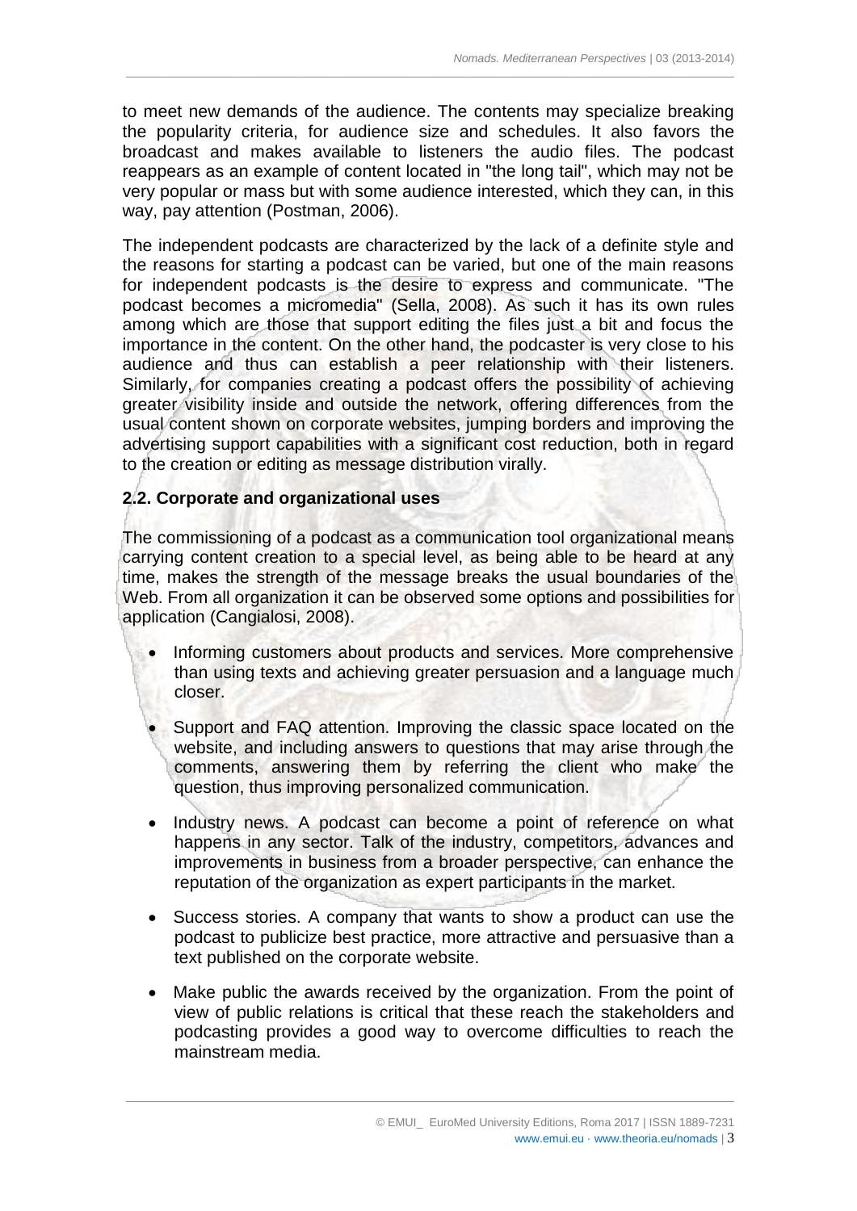to meet new demands of the audience. The contents may specialize breaking the popularity criteria, for audience size and schedules. It also favors the broadcast and makes available to listeners the audio files. The podcast reappears as an example of content located in "the long tail", which may not be very popular or mass but with some audience interested, which they can, in this way, pay attention (Postman, 2006).

The independent podcasts are characterized by the lack of a definite style and the reasons for starting a podcast can be varied, but one of the main reasons for independent podcasts is the desire to express and communicate. "The podcast becomes a micromedia" (Sella, 2008). As such it has its own rules among which are those that support editing the files just a bit and focus the importance in the content. On the other hand, the podcaster is very close to his audience and thus can establish a peer relationship with their listeners. Similarly, for companies creating a podcast offers the possibility of achieving greater visibility inside and outside the network, offering differences from the usual content shown on corporate websites, jumping borders and improving the advertising support capabilities with a significant cost reduction, both in regard to the creation or editing as message distribution virally.

### 2.2. Corporate and organizational uses

The commissioning of a podcast as a communication tool organizational means carrying content creation to a special level, as being able to be heard at any time, makes the strength of the message breaks the usual boundaries of the Web. From all organization it can be observed some options and possibilities for application (Cangialosi, 2008).

- Informing customers about products and services. More comprehensive than using texts and achieving greater persuasion and a language much closer.
- Support and FAQ attention. Improving the classic space located on the website, and including answers to questions that may arise through the comments, answering them by referring the client who make the question, thus improving personalized communication.
- Industry news. A podcast can become a point of reference on what happens in any sector. Talk of the industry, competitors, advances and improvements in business from a broader perspective, can enhance the reputation of the organization as expert participants in the market.
- Success stories. A company that wants to show a product can use the podcast to publicize best practice, more attractive and persuasive than a text published on the corporate website.
- Make public the awards received by the organization. From the point of view of public relations is critical that these reach the stakeholders and podcasting provides a good way to overcome difficulties to reach the mainstream media.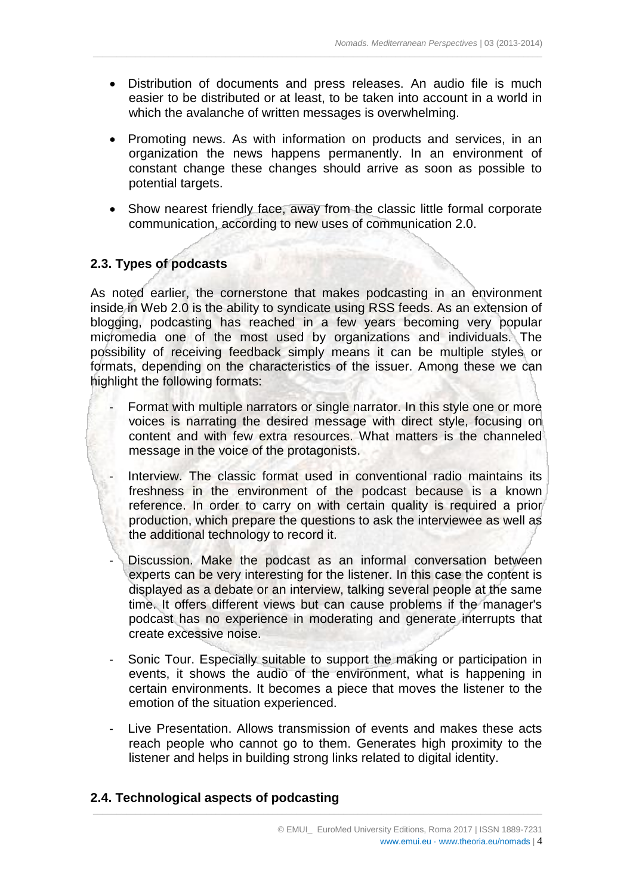- Distribution of documents and press releases. An audio file is much easier to be distributed or at least, to be taken into account in a world in which the avalanche of written messages is overwhelming.

- Promoting news. As with information on products and services, in an organization the news happens permanently. In an environment of constant change these changes should arrive as soon as possible to potential targets.

- Show nearest friendly face, away from the classic little formal corporate communication, according to new uses of communication 2.0.

### 2.3. Types of podcasts

As noted earlier, the cornerstone that makes podcasting in an environment inside in Web 2.0 is the ability to syndicate using RSS feeds. As an extension of blogging, podcasting has reached in a few years becoming very popular micromedia one of the most used by organizations and individuals. The possibility of receiving feedback simply means it can be multiple styles or formats, depending on the characteristics of the issuer. Among these we can highlight the following formats:

- Format with multiple narrators or single narrator. In this style one or more voices is narrating the desired message with direct style, focusing on content and with few extra resources. What matters is the channeled message in the voice of the protagonists.

- Interview. The classic format used in conventional radio maintains its freshness in the environment of the podcast because is a known reference. In order to carry on with certain quality is required a prior production, which prepare the questions to ask the interviewee as well as the additional technology to record it.

- Discussion. Make the podcast as an informal conversation between experts can be very interesting for the listener. In this case the content is displayed as a debate or an interview, talking several people at the same time. It offers different views but can cause problems if the manager's podcast has no experience in moderating and generate interrupts that create excessive noise.

- Sonic Tour. Especially suitable to support the making or participation in events, it shows the audio of the environment, what is happening in certain environments. It becomes a piece that moves the listener to the emotion of the situation experienced.

- Live Presentation. Allows transmission of events and makes these acts reach people who cannot go to them. Generates high proximity to the listener and helps in building strong links related to digital identity.

### 2.4. Technological aspects of podcasting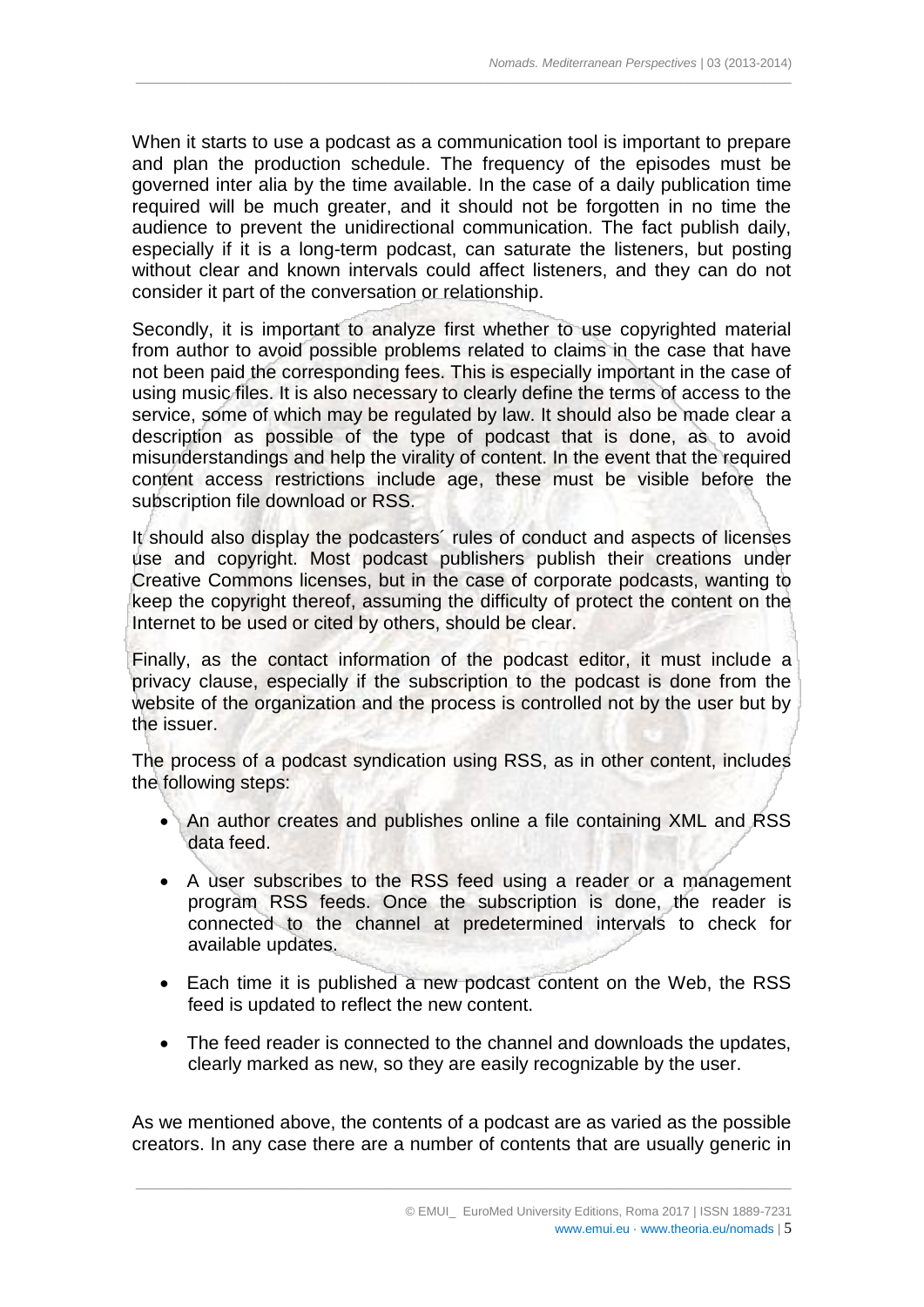When it starts to use a podcast as a communication tool is important to prepare and plan the production schedule. The frequency of the episodes must be governed inter alia by the time available. In the case of a daily publication time required will be much greater, and it should not be forgotten in no time the audience to prevent the unidirectional communication. The fact publish daily, especially if it is a long-term podcast, can saturate the listeners, but posting without clear and known intervals could affect listeners, and they can do not consider it part of the conversation or relationship.

Secondly, it is important to analyze first whether to use copyrighted material from author to avoid possible problems related to claims in the case that have not been paid the corresponding fees. This is especially important in the case of using music files. It is also necessary to clearly define the terms of access to the service, some of which may be regulated by law. It should also be made clear a description as possible of the type of podcast that is done, as to avoid misunderstandings and help the virality of content. In the event that the required content access restrictions include age, these must be visible before the subscription file download or RSS.

It should also display the podcasters´ rules of conduct and aspects of licenses use and copyright. Most podcast publishers publish their creations under Creative Commons licenses, but in the case of corporate podcasts, wanting to keep the copyright thereof, assuming the difficulty of protect the content on the Internet to be used or cited by others, should be clear.

Finally, as the contact information of the podcast editor, it must include a privacy clause, especially if the subscription to the podcast is done from the website of the organization and the process is controlled not by the user but by the issuer.

The process of a podcast syndication using RSS, as in other content, includes the following steps:

- An author creates and publishes online a file containing XML and RSS data feed.
- A user subscribes to the RSS feed using a reader or a management program RSS feeds. Once the subscription is done, the reader is connected to the channel at predetermined intervals to check for available updates.
- Each time it is published a new podcast content on the Web, the RSS feed is updated to reflect the new content.
- The feed reader is connected to the channel and downloads the updates, clearly marked as new, so they are easily recognizable by the user.

As we mentioned above, the contents of a podcast are as varied as the possible creators. In any case there are a number of contents that are usually generic in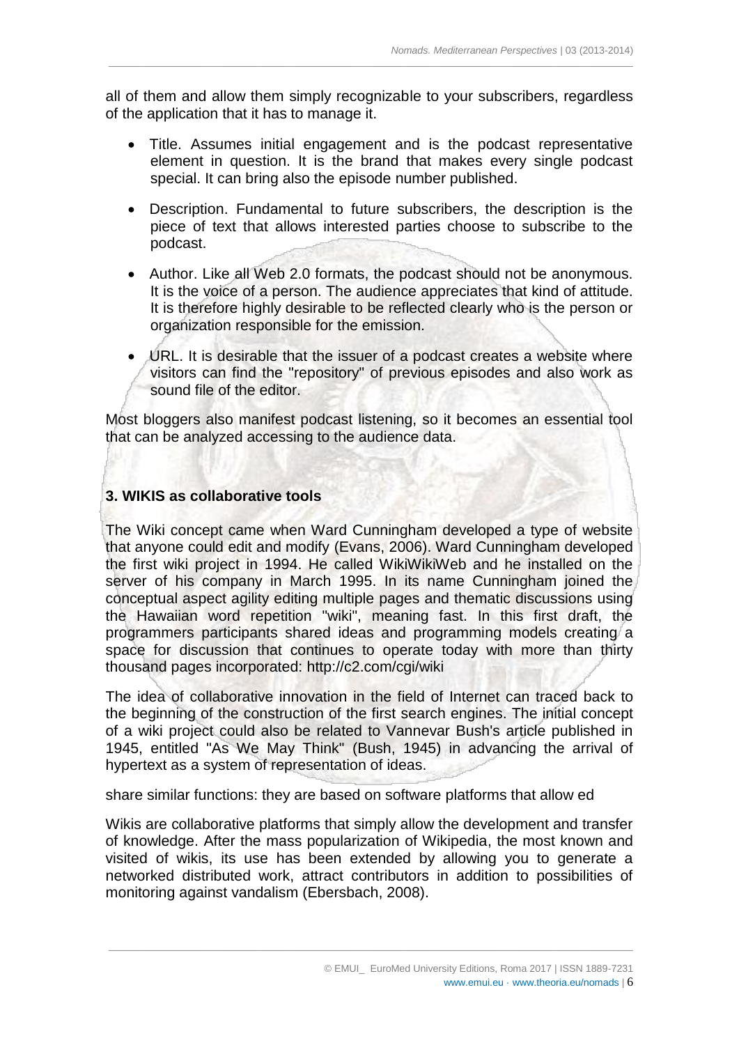all of them and allow them simply recognizable to your subscribers, regardless of the application that it has to manage it.

- Title. Assumes initial engagement and is the podcast representative element in question. It is the brand that makes every single podcast special. It can bring also the episode number published.
- Description. Fundamental to future subscribers, the description is the piece of text that allows interested parties choose to subscribe to the podcast.
- Author. Like all Web 2.0 formats, the podcast should not be anonymous. It is the voice of a person. The audience appreciates that kind of attitude. It is therefore highly desirable to be reflected clearly who is the person or organization responsible for the emission.
- URL. It is desirable that the issuer of a podcast creates a website where visitors can find the "repository" of previous episodes and also work as sound file of the editor.

Most bloggers also manifest podcast listening, so it becomes an essential tool that can be analyzed accessing to the audience data.

## 3. WIKIS as collaborative tools

The Wiki concept came when Ward Cunningham developed a type of website that anyone could edit and modify (Evans, 2006). Ward Cunningham developed the first wiki project in 1994. He called WikiWikiWeb and he installed on the server of his company in March 1995. In its name Cunningham joined the conceptual aspect agility editing multiple pages and thematic discussions using the Hawaiian word repetition "wiki", meaning fast. In this first draft, the programmers participants shared ideas and programming models creating a space for discussion that continues to operate today with more than thirty thousand pages incorporated: http://c2.com/cgi/wiki

The idea of collaborative innovation in the field of Internet can traced back to the beginning of the construction of the first search engines. The initial concept of a wiki project could also be related to Vannevar Bush's article published in 1945, entitled "As We May Think" (Bush, 1945) in advancing the arrival of hypertext as a system of representation of ideas.

share similar functions: they are based on software platforms that allow ed

Wikis are collaborative platforms that simply allow the development and transfer of knowledge. After the mass popularization of Wikipedia, the most known and visited of wikis, its use has been extended by allowing you to generate a networked distributed work, attract contributors in addition to possibilities of monitoring against vandalism (Ebersbach, 2008).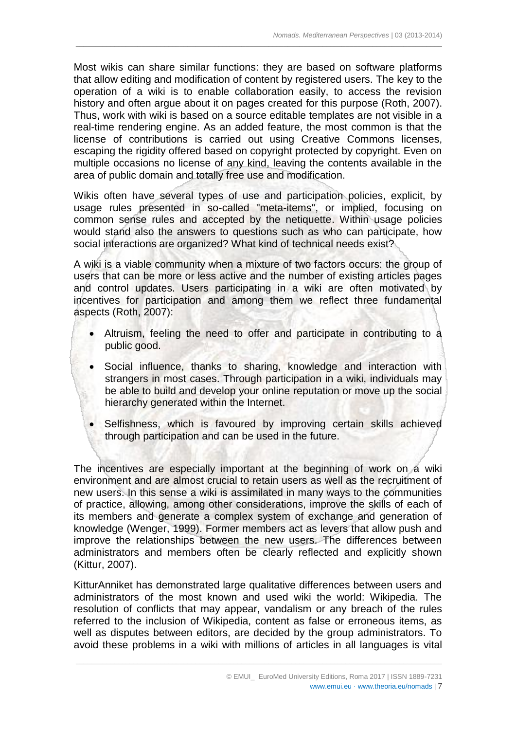Most wikis can share similar functions: they are based on software platforms that allow editing and modification of content by registered users. The key to the operation of a wiki is to enable collaboration easily, to access the revision history and often argue about it on pages created for this purpose (Roth, 2007). Thus, work with wiki is based on a source editable templates are not visible in a real-time rendering engine. As an added feature, the most common is that the license of contributions is carried out using Creative Commons licenses, escaping the rigidity offered based on copyright protected by copyright. Even on multiple occasions no license of any kind, leaving the contents available in the area of public domain and totally free use and modification.

Wikis often have several types of use and participation policies, explicit, by usage rules presented in so-called "meta-items", or implied, focusing on common sense rules and accepted by the netiquette. Within usage policies would stand also the answers to questions such as who can participate, how social interactions are organized? What kind of technical needs exist?

A wiki is a viable community when a mixture of two factors occurs: the group of users that can be more or less active and the number of existing articles pages and control updates. Users participating in a wiki are often motivated by incentives for participation and among them we reflect three fundamental aspects (Roth, 2007):

- Altruism, feeling the need to offer and participate in contributing to a public good.
- Social influence, thanks to sharing, knowledge and interaction with strangers in most cases. Through participation in a wiki, individuals may be able to build and develop your online reputation or move up the social hierarchy generated within the Internet.
- Selfishness, which is favoured by improving certain skills achieved through participation and can be used in the future.

The incentives are especially important at the beginning of work on a wiki environment and are almost crucial to retain users as well as the recruitment of new users. In this sense a wiki is assimilated in many ways to the communities of practice, allowing, among other considerations, improve the skills of each of its members and generate a complex system of exchange and generation of knowledge (Wenger, 1999). Former members act as levers that allow push and improve the relationships between the new users. The differences between administrators and members often be clearly reflected and explicitly shown (Kittur, 2007).

KitturAnniket has demonstrated large qualitative differences between users and administrators of the most known and used wiki the world: Wikipedia. The resolution of conflicts that may appear, vandalism or any breach of the rules referred to the inclusion of Wikipedia, content as false or erroneous items, as well as disputes between editors, are decided by the group administrators. To avoid these problems in a wiki with millions of articles in all languages is vital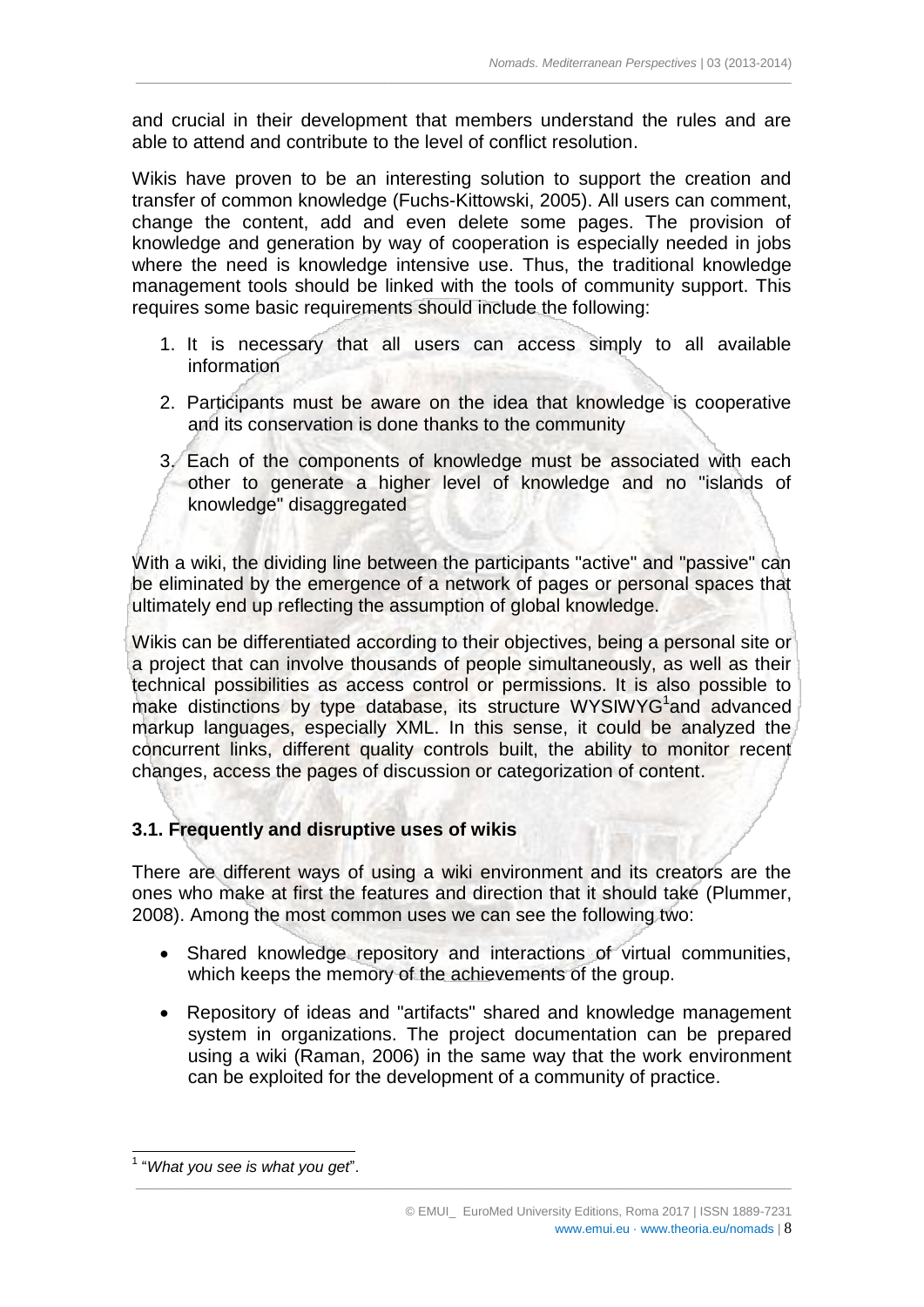and crucial in their development that members understand the rules and are able to attend and contribute to the level of conflict resolution.

Wikis have proven to be an interesting solution to support the creation and transfer of common knowledge (Fuchs-Kittowski, 2005). All users can comment, change the content, add and even delete some pages. The provision of knowledge and generation by way of cooperation is especially needed in jobs where the need is knowledge intensive use. Thus, the traditional knowledge management tools should be linked with the tools of community support. This requires some basic requirements should include the following:

1. It is necessary that all users can access simply to all available information
2. Participants must be aware on the idea that knowledge is cooperative and its conservation is done thanks to the community
3. Each of the components of knowledge must be associated with each other to generate a higher level of knowledge and no "islands of knowledge" disaggregated

With a wiki, the dividing line between the participants "active" and "passive" can be eliminated by the emergence of a network of pages or personal spaces that ultimately end up reflecting the assumption of global knowledge.

Wikis can be differentiated according to their objectives, being a personal site or a project that can involve thousands of people simultaneously, as well as their technical possibilities as access control or permissions. It is also possible to make distinctions by type database, its structure WYSIWYG[1]and advanced markup languages, especially XML. In this sense, it could be analyzed the concurrent links, different quality controls built, the ability to monitor recent changes, access the pages of discussion or categorization of content.

### 3.1. Frequently and disruptive uses of wikis

There are different ways of using a wiki environment and its creators are the ones who make at first the features and direction that it should take (Plummer, 2008). Among the most common uses we can see the following two:

- Shared knowledge repository and interactions of virtual communities, which keeps the memory of the achievements of the group.
- Repository of ideas and "artifacts" shared and knowledge management system in organizations. The project documentation can be prepared using a wiki (Raman, 2006) in the same way that the work environment can be exploited for the development of a community of practice.

---

[1] "*What you see is what you get*".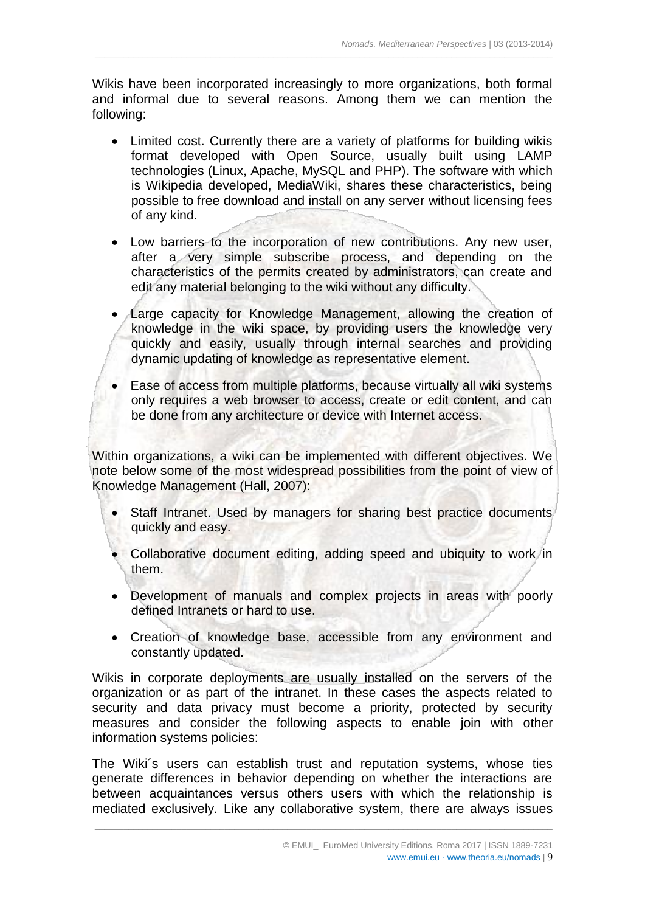Wikis have been incorporated increasingly to more organizations, both formal and informal due to several reasons. Among them we can mention the following:

- Limited cost. Currently there are a variety of platforms for building wikis format developed with Open Source, usually built using LAMP technologies (Linux, Apache, MySQL and PHP). The software with which is Wikipedia developed, MediaWiki, shares these characteristics, being possible to free download and install on any server without licensing fees of any kind.
- Low barriers to the incorporation of new contributions. Any new user, after a very simple subscribe process, and depending on the characteristics of the permits created by administrators, can create and edit any material belonging to the wiki without any difficulty.
- Large capacity for Knowledge Management, allowing the creation of knowledge in the wiki space, by providing users the knowledge very quickly and easily, usually through internal searches and providing dynamic updating of knowledge as representative element.
- Ease of access from multiple platforms, because virtually all wiki systems only requires a web browser to access, create or edit content, and can be done from any architecture or device with Internet access.

Within organizations, a wiki can be implemented with different objectives. We note below some of the most widespread possibilities from the point of view of Knowledge Management (Hall, 2007):

- Staff Intranet. Used by managers for sharing best practice documents quickly and easy.
- Collaborative document editing, adding speed and ubiquity to work in them.
- Development of manuals and complex projects in areas with poorly defined Intranets or hard to use.
- Creation of knowledge base, accessible from any environment and constantly updated.

Wikis in corporate deployments are usually installed on the servers of the organization or as part of the intranet. In these cases the aspects related to security and data privacy must become a priority, protected by security measures and consider the following aspects to enable join with other information systems policies:

The Wiki´s users can establish trust and reputation systems, whose ties generate differences in behavior depending on whether the interactions are between acquaintances versus others users with which the relationship is mediated exclusively. Like any collaborative system, there are always issues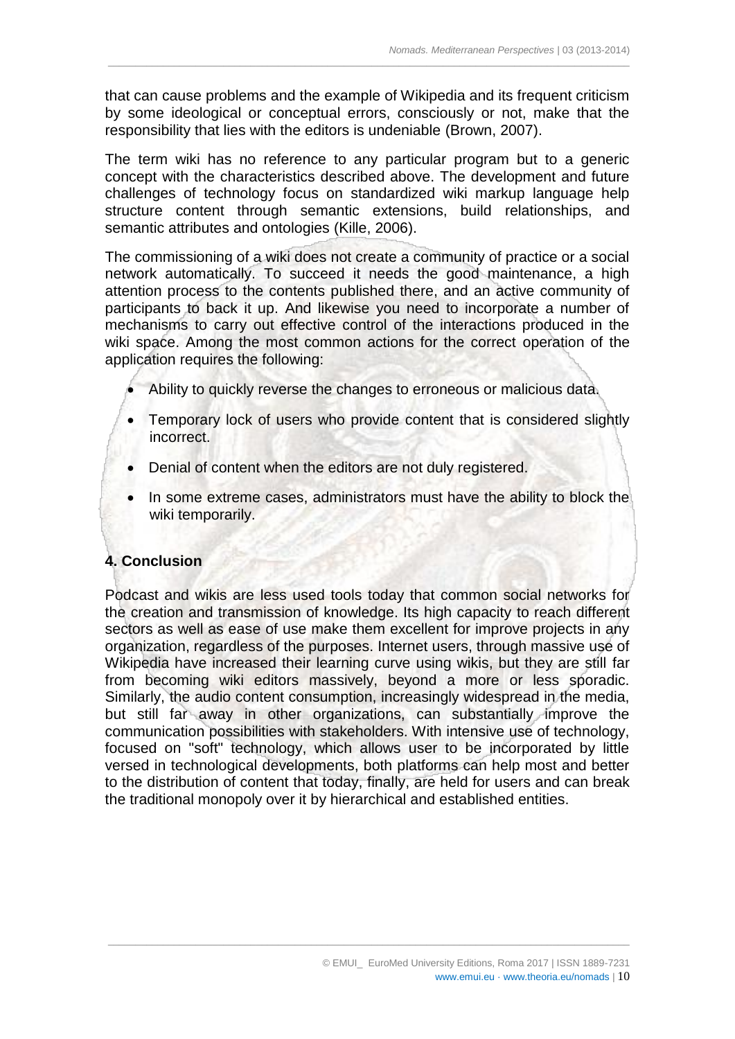that can cause problems and the example of Wikipedia and its frequent criticism by some ideological or conceptual errors, consciously or not, make that the responsibility that lies with the editors is undeniable (Brown, 2007).

The term wiki has no reference to any particular program but to a generic concept with the characteristics described above. The development and future challenges of technology focus on standardized wiki markup language help structure content through semantic extensions, build relationships, and semantic attributes and ontologies (Kille, 2006).

The commissioning of a wiki does not create a community of practice or a social network automatically. To succeed it needs the good maintenance, a high attention process to the contents published there, and an active community of participants to back it up. And likewise you need to incorporate a number of mechanisms to carry out effective control of the interactions produced in the wiki space. Among the most common actions for the correct operation of the application requires the following:

- Ability to quickly reverse the changes to erroneous or malicious data.
- Temporary lock of users who provide content that is considered slightly incorrect.
- Denial of content when the editors are not duly registered.
- In some extreme cases, administrators must have the ability to block the wiki temporarily.

## 4. Conclusion

Podcast and wikis are less used tools today that common social networks for the creation and transmission of knowledge. Its high capacity to reach different sectors as well as ease of use make them excellent for improve projects in any organization, regardless of the purposes. Internet users, through massive use of Wikipedia have increased their learning curve using wikis, but they are still far from becoming wiki editors massively, beyond a more or less sporadic. Similarly, the audio content consumption, increasingly widespread in the media, but still far away in other organizations, can substantially improve the communication possibilities with stakeholders. With intensive use of technology, focused on "soft" technology, which allows user to be incorporated by little versed in technological developments, both platforms can help most and better to the distribution of content that today, finally, are held for users and can break the traditional monopoly over it by hierarchical and established entities.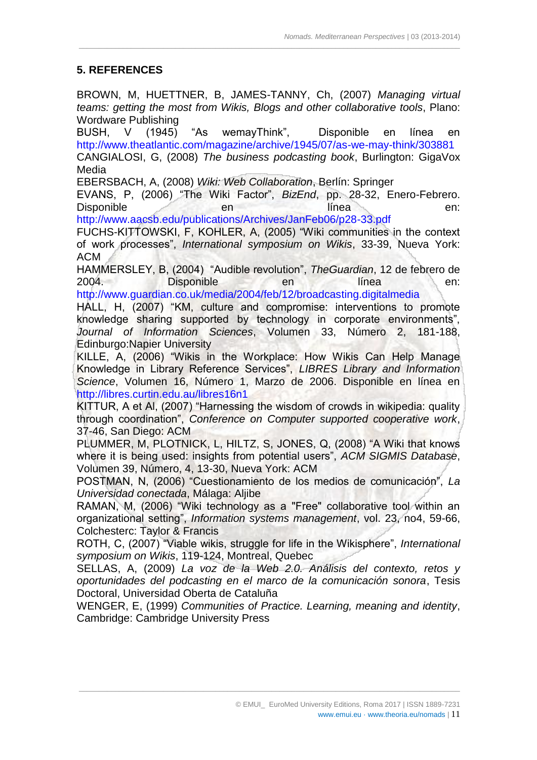## 5. REFERENCES

BROWN, M, HUETTNER, B, JAMES-TANNY, Ch, (2007) *Managing virtual teams: getting the most from Wikis, Blogs and other collaborative tools*, Plano: Wordware Publishing

BUSH, V (1945) "As wemayThink", Disponible en línea en http://www.theatlantic.com/magazine/archive/1945/07/as-we-may-think/303881

CANGIALOSI, G, (2008) *The business podcasting book*, Burlington: GigaVox Media

EBERSBACH, A, (2008) *Wiki: Web Collaboration*, Berlín: Springer

EVANS, P, (2006) "The Wiki Factor", *BizEnd*, pp. 28-32, Enero-Febrero. Disponible en línea en: http://www.aacsb.edu/publications/Archives/JanFeb06/p28-33.pdf

FUCHS-KITTOWSKI, F, KOHLER, A, (2005) "Wiki communities in the context of work processes", *International symposium on Wikis*, 33-39, Nueva York: ACM

HAMMERSLEY, B, (2004) "Audible revolution", *TheGuardian*, 12 de febrero de 2004. Disponible en línea en: http://www.guardian.co.uk/media/2004/feb/12/broadcasting.digitalmedia

HALL, H, (2007) "KM, culture and compromise: interventions to promote knowledge sharing supported by technology in corporate environments", *Journal of Information Sciences*, Volumen 33, Número 2, 181-188, Edinburgo:Napier University

KILLE, A, (2006) "Wikis in the Workplace: How Wikis Can Help Manage Knowledge in Library Reference Services", *LIBRES Library and Information Science*, Volumen 16, Número 1, Marzo de 2006. Disponible en línea en http://libres.curtin.edu.au/libres16n1

KITTUR, A et Al, (2007) "Harnessing the wisdom of crowds in wikipedia: quality through coordination", *Conference on Computer supported cooperative work*, 37-46, San Diego: ACM

PLUMMER, M, PLOTNICK, L, HILTZ, S, JONES, Q, (2008) "A Wiki that knows where it is being used: insights from potential users", *ACM SIGMIS Database*, Volumen 39, Número, 4, 13-30, Nueva York: ACM

POSTMAN, N, (2006) "Cuestionamiento de los medios de comunicación", *La Universidad conectada*, Málaga: Aljibe

RAMAN, M, (2006) "Wiki technology as a "Free" collaborative tool within an organizational setting", *Information systems management*, vol. 23, no4, 59-66, Colchesterc: Taylor & Francis

ROTH, C, (2007) "Viable wikis, struggle for life in the Wikisphere", *International symposium on Wikis*, 119-124, Montreal, Quebec

SELLAS, A, (2009) *La voz de la Web 2.0. Análisis del contexto, retos y oportunidades del podcasting en el marco de la comunicación sonora*, Tesis Doctoral, Universidad Oberta de Cataluña

WENGER, E, (1999) *Communities of Practice. Learning, meaning and identity*, Cambridge: Cambridge University Press